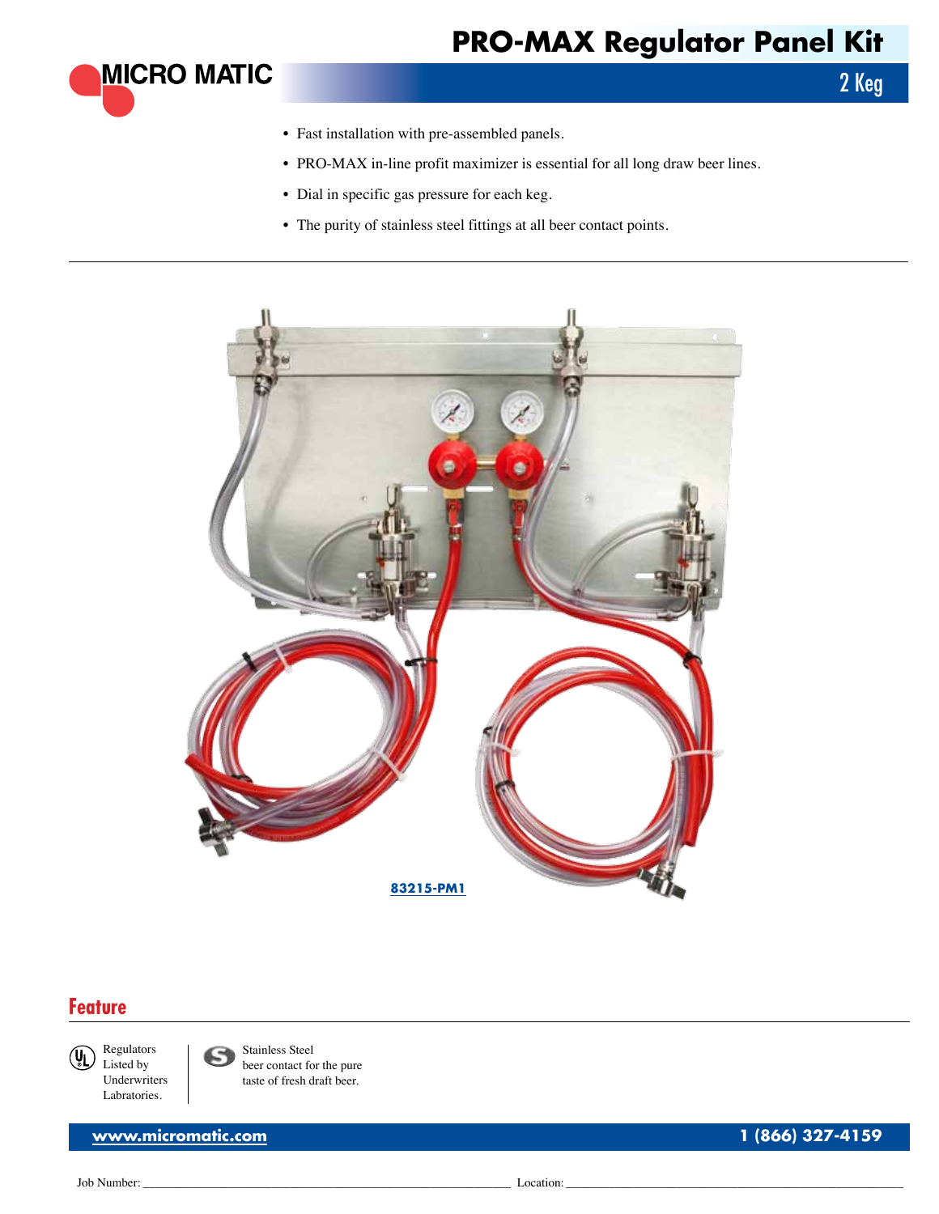MICRO MATIC

# PRO-MAX Regulator Panel Kit

## 2 Keg

- Fast installation with pre-assembled panels.
- PRO-MAX in-line profit maximizer is essential for all long draw beer lines.
- Dial in specific gas pressure for each keg.
- The purity of stainless steel fittings at all beer contact points.

83215-PM1

## Feature

Regulators Listed by Underwriters Labratories.

Stainless Steel beer contact for the pure taste of fresh draft beer.

www.micromatic.com 1 (866) 327-4159

Job Number: ____________________ Location: ____________________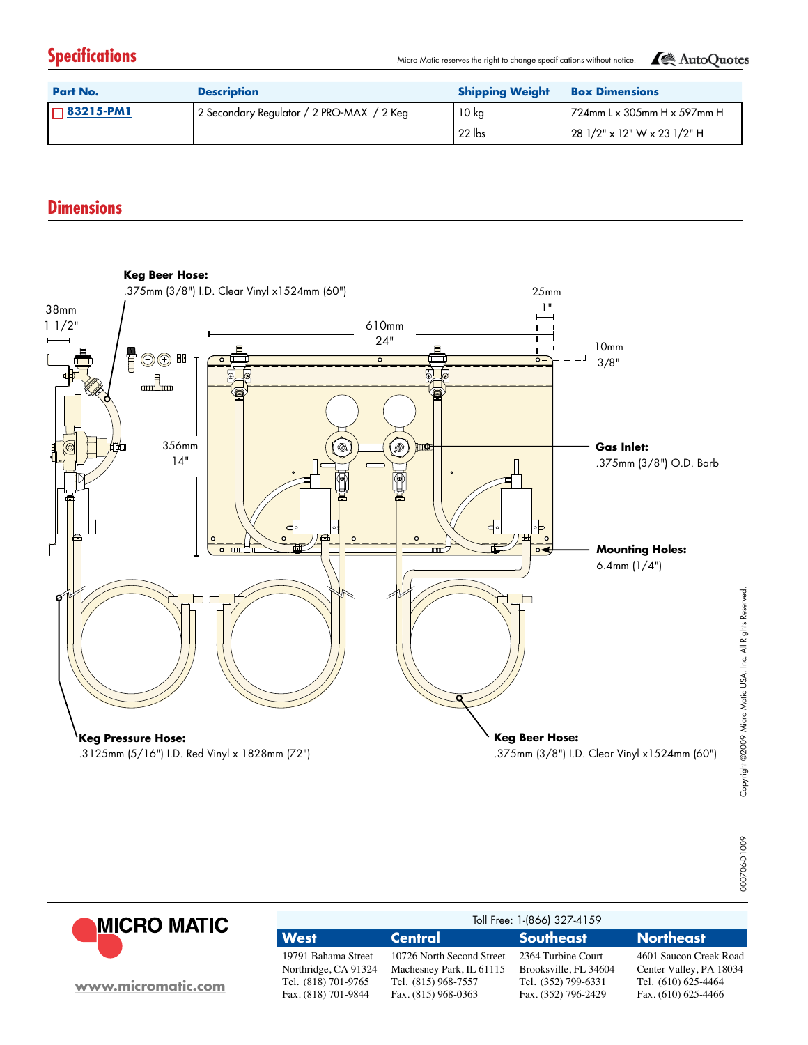## Specifications

Micro Matic reserves the right to change specifications without notice.

| Part No. | Description | Shipping Weight | Box Dimensions |
|---|---|---|---|
| 83215-PM1 | 2 Secondary Regulator / 2 PRO-MAX / 2 Keg | 10 kg | 724mm L x 305mm H x 597mm H |
| | | 22 lbs | 28 1/2" x 12" W x 23 1/2" H |

## Dimensions

**Keg Beer Hose:**
.375mm (3/8") I.D. Clear Vinyl x1524mm (60")

38mm
1 1/2"

610mm
24"

25mm
1"

10mm
3/8"

356mm
14"

**Gas Inlet:**
.375mm (3/8") O.D. Barb

**Mounting Holes:**
6.4mm (1/4")

**Keg Pressure Hose:**
.3125mm (5/16") I.D. Red Vinyl x 1828mm (72")

**Keg Beer Hose:**
.375mm (3/8") I.D. Clear Vinyl x1524mm (60")

Copyright ©2009 Micro Matic USA, Inc. All Rights Reserved.

000706-D1009

MICRO MATIC

www.micromatic.com

Toll Free: 1-(866) 327-4159

| West | Central | Southeast | Northeast |
|---|---|---|---|
| 19791 Bahama Street<br>Northridge, CA 91324<br>Tel. (818) 701-9765<br>Fax. (818) 701-9844 | 10726 North Second Street<br>Machesney Park, IL 61115<br>Tel. (815) 968-7557<br>Fax. (815) 968-0363 | 2364 Turbine Court<br>Brooksville, FL 34604<br>Tel. (352) 799-6331<br>Fax. (352) 796-2429 | 4601 Saucon Creek Road<br>Center Valley, PA 18034<br>Tel. (610) 625-4464<br>Fax. (610) 625-4466 |